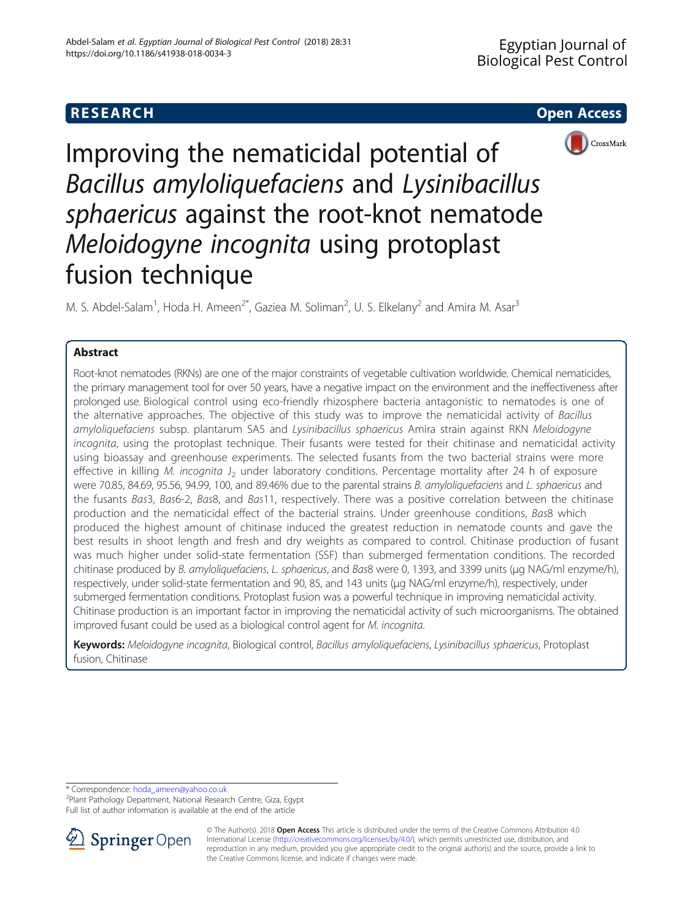RESEARCH

Open Access

# Improving the nematicidal potential of *Bacillus amyloliquefaciens* and *Lysinibacillus sphaericus* against the root-knot nematode *Meloidogyne incognita* using protoplast fusion technique

M. S. Abdel-Salam[1], Hoda H. Ameen[2*], Gaziea M. Soliman[2], U. S. Elkelany[2] and Amira M. Asar[3]

## Abstract

Root-knot nematodes (RKNs) are one of the major constraints of vegetable cultivation worldwide. Chemical nematicides, the primary management tool for over 50 years, have a negative impact on the environment and the ineffectiveness after prolonged use. Biological control using eco-friendly rhizosphere bacteria antagonistic to nematodes is one of the alternative approaches. The objective of this study was to improve the nematicidal activity of *Bacillus amyloliquefaciens* subsp. plantarum SA5 and *Lysinibacillus sphaericus* Amira strain against RKN *Meloidogyne incognita*, using the protoplast technique. Their fusants were tested for their chitinase and nematicidal activity using bioassay and greenhouse experiments. The selected fusants from the two bacterial strains were more effective in killing *M. incognita* $J_2$ under laboratory conditions. Percentage mortality after 24 h of exposure were 70.85, 84.69, 95.56, 94.99, 100, and 89.46% due to the parental strains *B. amyloliquefaciens* and *L. sphaericus* and the fusants *Bas*3, *Bas*6-2, *Bas*8, and *Bas*11, respectively. There was a positive correlation between the chitinase production and the nematicidal effect of the bacterial strains. Under greenhouse conditions, *Bas*8 which produced the highest amount of chitinase induced the greatest reduction in nematode counts and gave the best results in shoot length and fresh and dry weights as compared to control. Chitinase production of fusant was much higher under solid-state fermentation (SSF) than submerged fermentation conditions. The recorded chitinase produced by *B. amyloliquefaciens*, *L. sphaericus*, and *Bas*8 were 0, 1393, and 3399 units (μg NAG/ml enzyme/h), respectively, under solid-state fermentation and 90, 85, and 143 units (μg NAG/ml enzyme/h), respectively, under submerged fermentation conditions. Protoplast fusion was a powerful technique in improving nematicidal activity. Chitinase production is an important factor in improving the nematicidal activity of such microorganisms. The obtained improved fusant could be used as a biological control agent for *M. incognita*.

**Keywords:** *Meloidogyne incognita*, Biological control, *Bacillus amyloliquefaciens*, *Lysinibacillus sphaericus*, Protoplast fusion, Chitinase

* Correspondence: hoda_ameen@yahoo.co.uk
[2]Plant Pathology Department, National Research Centre, Giza, Egypt
Full list of author information is available at the end of the article

© The Author(s). 2018 **Open Access** This article is distributed under the terms of the Creative Commons Attribution 4.0 International License (http://creativecommons.org/licenses/by/4.0/), which permits unrestricted use, distribution, and reproduction in any medium, provided you give appropriate credit to the original author(s) and the source, provide a link to the Creative Commons license, and indicate if changes were made.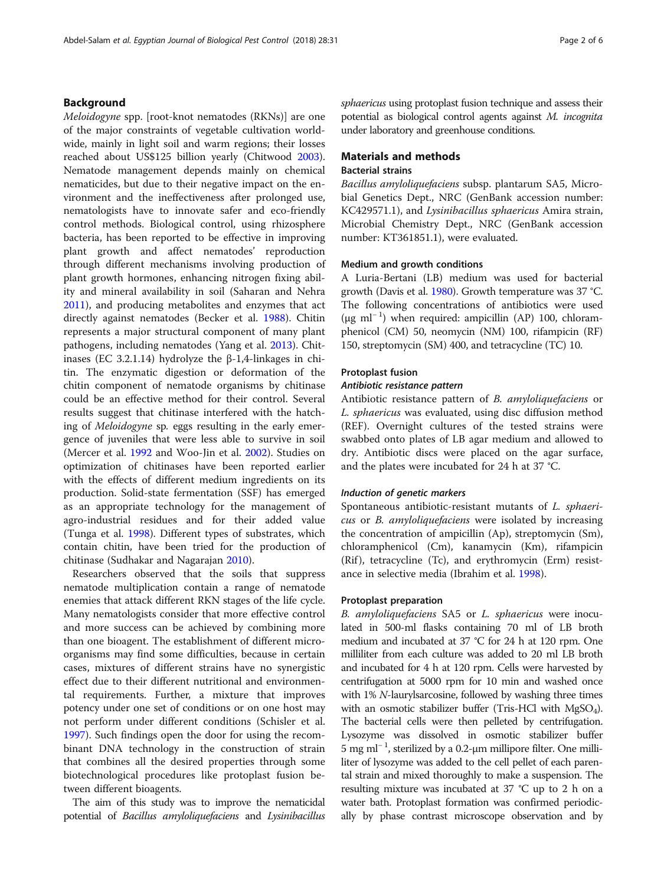## Background

*Meloidogyne* spp. [root-knot nematodes (RKNs)] are one of the major constraints of vegetable cultivation worldwide, mainly in light soil and warm regions; their losses reached about US$125 billion yearly (Chitwood 2003). Nematode management depends mainly on chemical nematicides, but due to their negative impact on the environment and the ineffectiveness after prolonged use, nematologists have to innovate safer and eco-friendly control methods. Biological control, using rhizosphere bacteria, has been reported to be effective in improving plant growth and affect nematodes' reproduction through different mechanisms involving production of plant growth hormones, enhancing nitrogen fixing ability and mineral availability in soil (Saharan and Nehra 2011), and producing metabolites and enzymes that act directly against nematodes (Becker et al. 1988). Chitin represents a major structural component of many plant pathogens, including nematodes (Yang et al. 2013). Chitinases (EC 3.2.1.14) hydrolyze the β-1,4-linkages in chitin. The enzymatic digestion or deformation of the chitin component of nematode organisms by chitinase could be an effective method for their control. Several results suggest that chitinase interfered with the hatching of *Meloidogyne* sp. eggs resulting in the early emergence of juveniles that were less able to survive in soil (Mercer et al. 1992 and Woo-Jin et al. 2002). Studies on optimization of chitinases have been reported earlier with the effects of different medium ingredients on its production. Solid-state fermentation (SSF) has emerged as an appropriate technology for the management of agro-industrial residues and for their added value (Tunga et al. 1998). Different types of substrates, which contain chitin, have been tried for the production of chitinase (Sudhakar and Nagarajan 2010).

Researchers observed that the soils that suppress nematode multiplication contain a range of nematode enemies that attack different RKN stages of the life cycle. Many nematologists consider that more effective control and more success can be achieved by combining more than one bioagent. The establishment of different microorganisms may find some difficulties, because in certain cases, mixtures of different strains have no synergistic effect due to their different nutritional and environmental requirements. Further, a mixture that improves potency under one set of conditions or on one host may not perform under different conditions (Schisler et al. 1997). Such findings open the door for using the recombinant DNA technology in the construction of strain that combines all the desired properties through some biotechnological procedures like protoplast fusion between different bioagents.

The aim of this study was to improve the nematicidal potential of *Bacillus amyloliquefaciens* and *Lysinibacillus sphaericus* using protoplast fusion technique and assess their potential as biological control agents against *M. incognita* under laboratory and greenhouse conditions.

## Materials and methods

### Bacterial strains

*Bacillus amyloliquefaciens* subsp. plantarum SA5, Microbial Genetics Dept., NRC (GenBank accession number: KC429571.1), and *Lysinibacillus sphaericus* Amira strain, Microbial Chemistry Dept., NRC (GenBank accession number: KT361851.1), were evaluated.

### Medium and growth conditions

A Luria-Bertani (LB) medium was used for bacterial growth (Davis et al. 1980). Growth temperature was 37 °C. The following concentrations of antibiotics were used (μg ml$^{-1}$) when required: ampicillin (AP) 100, chloramphenicol (CM) 50, neomycin (NM) 100, rifampicin (RF) 150, streptomycin (SM) 400, and tetracycline (TC) 10.

### Protoplast fusion

#### *Antibiotic resistance pattern*

Antibiotic resistance pattern of *B. amyloliquefaciens* or *L. sphaericus* was evaluated, using disc diffusion method (REF). Overnight cultures of the tested strains were swabbed onto plates of LB agar medium and allowed to dry. Antibiotic discs were placed on the agar surface, and the plates were incubated for 24 h at 37 °C.

#### *Induction of genetic markers*

Spontaneous antibiotic-resistant mutants of *L. sphaericus* or *B. amyloliquefaciens* were isolated by increasing the concentration of ampicillin (Ap), streptomycin (Sm), chloramphenicol (Cm), kanamycin (Km), rifampicin (Rif), tetracycline (Tc), and erythromycin (Erm) resistance in selective media (Ibrahim et al. 1998).

### Protoplast preparation

*B. amyloliquefaciens* SA5 or *L. sphaericus* were inoculated in 500-ml flasks containing 70 ml of LB broth medium and incubated at 37 °C for 24 h at 120 rpm. One milliliter from each culture was added to 20 ml LB broth and incubated for 4 h at 120 rpm. Cells were harvested by centrifugation at 5000 rpm for 10 min and washed once with 1% *N*-laurylsarcosine, followed by washing three times with an osmotic stabilizer buffer (Tris-HCl with $MgSO_4$). The bacterial cells were then pelleted by centrifugation. Lysozyme was dissolved in osmotic stabilizer buffer 5 mg ml$^{-1}$, sterilized by a 0.2-μm millipore filter. One milliliter of lysozyme was added to the cell pellet of each parental strain and mixed thoroughly to make a suspension. The resulting mixture was incubated at 37 °C up to 2 h on a water bath. Protoplast formation was confirmed periodically by phase contrast microscope observation and by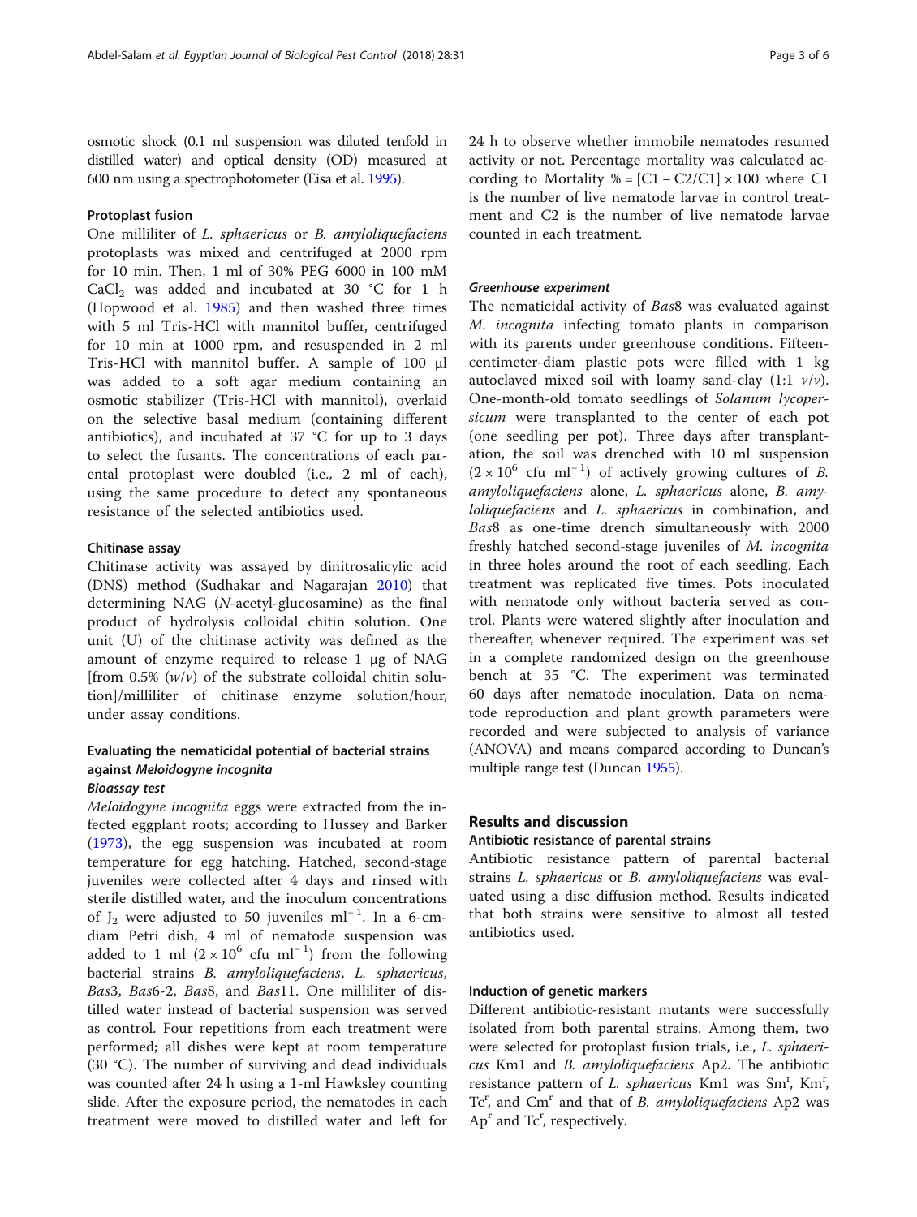osmotic shock (0.1 ml suspension was diluted tenfold in distilled water) and optical density (OD) measured at 600 nm using a spectrophotometer (Eisa et al. 1995).

### Protoplast fusion

One milliliter of *L. sphaericus* or *B. amyloliquefaciens* protoplasts was mixed and centrifuged at 2000 rpm for 10 min. Then, 1 ml of 30% PEG 6000 in 100 mM $CaCl_2$ was added and incubated at 30 °C for 1 h (Hopwood et al. 1985) and then washed three times with 5 ml Tris-HCl with mannitol buffer, centrifuged for 10 min at 1000 rpm, and resuspended in 2 ml Tris-HCl with mannitol buffer. A sample of 100 μl was added to a soft agar medium containing an osmotic stabilizer (Tris-HCl with mannitol), overlaid on the selective basal medium (containing different antibiotics), and incubated at 37 °C for up to 3 days to select the fusants. The concentrations of each parental protoplast were doubled (i.e., 2 ml of each), using the same procedure to detect any spontaneous resistance of the selected antibiotics used.

### Chitinase assay

Chitinase activity was assayed by dinitrosalicylic acid (DNS) method (Sudhakar and Nagarajan 2010) that determining NAG (*N*-acetyl-glucosamine) as the final product of hydrolysis colloidal chitin solution. One unit (U) of the chitinase activity was defined as the amount of enzyme required to release 1 μg of NAG [from 0.5% (*w*/*v*) of the substrate colloidal chitin solution]/milliliter of chitinase enzyme solution/hour, under assay conditions.

### Evaluating the nematicidal potential of bacterial strains against *Meloidogyne incognita*

#### *Bioassay test*

*Meloidogyne incognita* eggs were extracted from the infected eggplant roots; according to Hussey and Barker (1973), the egg suspension was incubated at room temperature for egg hatching. Hatched, second-stage juveniles were collected after 4 days and rinsed with sterile distilled water, and the inoculum concentrations of $J_2$ were adjusted to 50 juveniles $ml^{-1}$. In a 6-cm-diam Petri dish, 4 ml of nematode suspension was added to 1 ml ($2 \times 10^6$ cfu $ml^{-1}$) from the following bacterial strains *B. amyloliquefaciens*, *L. sphaericus*, *Bas*3, *Bas*6-2, *Bas*8, and *Bas*11. One milliliter of distilled water instead of bacterial suspension was served as control. Four repetitions from each treatment were performed; all dishes were kept at room temperature (30 °C). The number of surviving and dead individuals was counted after 24 h using a 1-ml Hawksley counting slide. After the exposure period, the nematodes in each treatment were moved to distilled water and left for 24 h to observe whether immobile nematodes resumed activity or not. Percentage mortality was calculated according to Mortality % = $[C1 - C2/C1] \times 100$ where C1 is the number of live nematode larvae in control treatment and C2 is the number of live nematode larvae counted in each treatment.

#### *Greenhouse experiment*

The nematicidal activity of *Bas*8 was evaluated against *M. incognita* infecting tomato plants in comparison with its parents under greenhouse conditions. Fifteen-centimeter-diam plastic pots were filled with 1 kg autoclaved mixed soil with loamy sand-clay (1:1 *v*/*v*). One-month-old tomato seedlings of *Solanum lycopersicum* were transplanted to the center of each pot (one seedling per pot). Three days after transplantation, the soil was drenched with 10 ml suspension ($2 \times 10^6$ cfu $ml^{-1}$) of actively growing cultures of *B. amyloliquefaciens* alone, *L. sphaericus* alone, *B. amyloliquefaciens* and *L. sphaericus* in combination, and *Bas*8 as one-time drench simultaneously with 2000 freshly hatched second-stage juveniles of *M. incognita* in three holes around the root of each seedling. Each treatment was replicated five times. Pots inoculated with nematode only without bacteria served as control. Plants were watered slightly after inoculation and thereafter, whenever required. The experiment was set in a complete randomized design on the greenhouse bench at 35 °C. The experiment was terminated 60 days after nematode inoculation. Data on nematode reproduction and plant growth parameters were recorded and were subjected to analysis of variance (ANOVA) and means compared according to Duncan's multiple range test (Duncan 1955).

## Results and discussion

### Antibiotic resistance of parental strains

Antibiotic resistance pattern of parental bacterial strains *L. sphaericus* or *B. amyloliquefaciens* was evaluated using a disc diffusion method. Results indicated that both strains were sensitive to almost all tested antibiotics used.

### Induction of genetic markers

Different antibiotic-resistant mutants were successfully isolated from both parental strains. Among them, two were selected for protoplast fusion trials, i.e., *L. sphaericus* Km1 and *B. amyloliquefaciens* Ap2. The antibiotic resistance pattern of *L. sphaericus* Km1 was $Sm^r$, $Km^r$, $Tc^r$, and $Cm^r$ and that of *B. amyloliquefaciens* Ap2 was $Ap^r$ and $Tc^r$, respectively.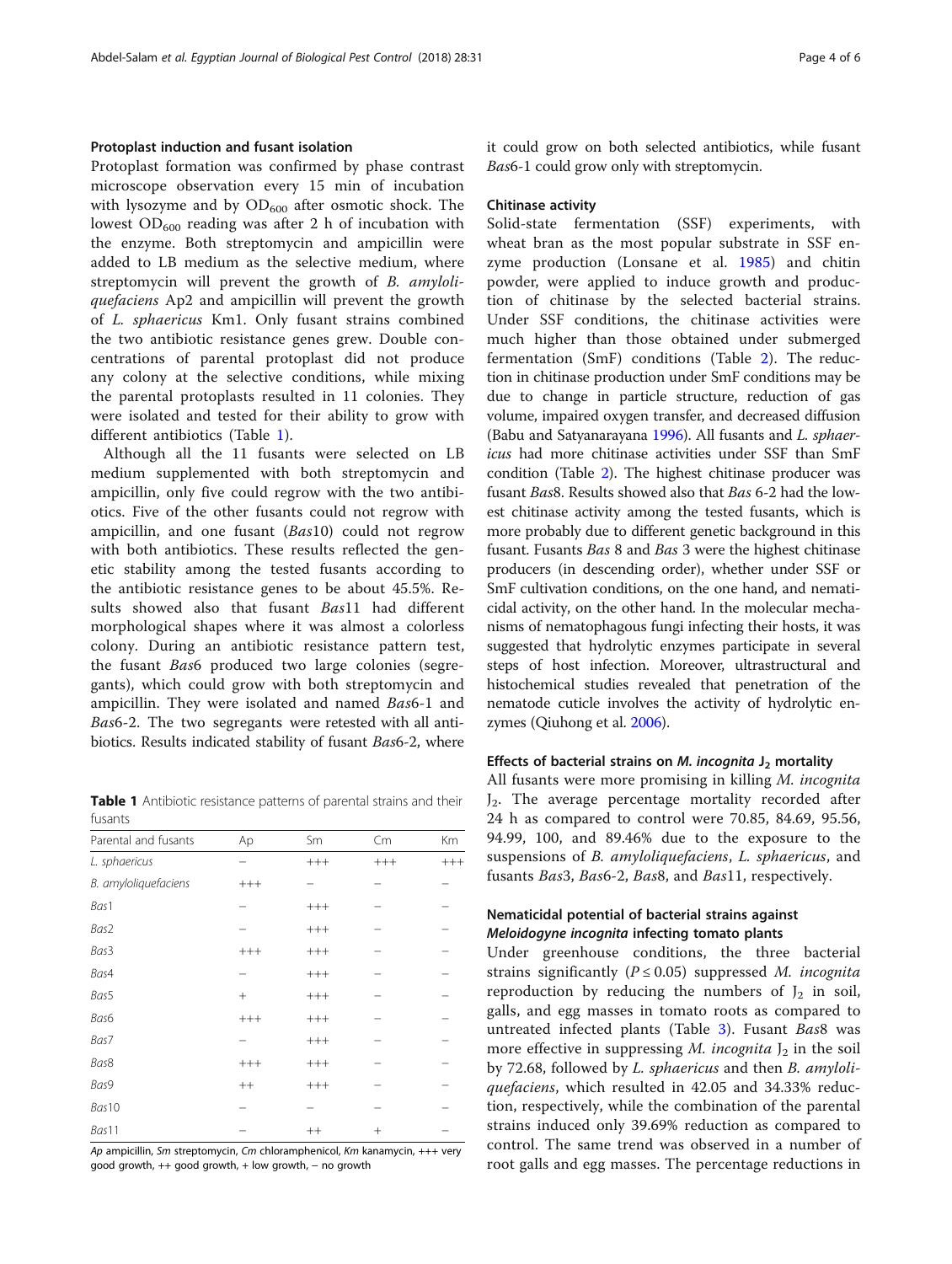### Protoplast induction and fusant isolation

Protoplast formation was confirmed by phase contrast microscope observation every 15 min of incubation with lysozyme and by $OD_{600}$ after osmotic shock. The lowest $OD_{600}$ reading was after 2 h of incubation with the enzyme. Both streptomycin and ampicillin were added to LB medium as the selective medium, where streptomycin will prevent the growth of *B. amyloliquefaciens* Ap2 and ampicillin will prevent the growth of *L. sphaericus* Km1. Only fusant strains combined the two antibiotic resistance genes grew. Double concentrations of parental protoplast did not produce any colony at the selective conditions, while mixing the parental protoplasts resulted in 11 colonies. They were isolated and tested for their ability to grow with different antibiotics (Table 1).

Although all the 11 fusants were selected on LB medium supplemented with both streptomycin and ampicillin, only five could regrow with the two antibiotics. Five of the other fusants could not regrow with ampicillin, and one fusant (*Bas*10) could not regrow with both antibiotics. These results reflected the genetic stability among the tested fusants according to the antibiotic resistance genes to be about 45.5%. Results showed also that fusant *Bas*11 had different morphological shapes where it was almost a colorless colony. During an antibiotic resistance pattern test, the fusant *Bas*6 produced two large colonies (segregants), which could grow with both streptomycin and ampicillin. They were isolated and named *Bas*6-1 and *Bas*6-2. The two segregants were retested with all antibiotics. Results indicated stability of fusant *Bas*6-2, where it could grow on both selected antibiotics, while fusant *Bas*6-1 could grow only with streptomycin.

**Table 1** Antibiotic resistance patterns of parental strains and their fusants

| Parental and fusants | Ap | Sm | Cm | Km |
|---|---|---|---|---|
| *L. sphaericus* | – | +++ | +++ | +++ |
| *B. amyloliquefaciens* | +++ | – | – | – |
| *Bas*1 | – | +++ | – | – |
| *Bas*2 | – | +++ | – | – |
| *Bas*3 | +++ | +++ | – | – |
| *Bas*4 | – | +++ | – | – |
| *Bas*5 | + | +++ | – | – |
| *Bas*6 | +++ | +++ | – | – |
| *Bas*7 | – | +++ | – | – |
| *Bas*8 | +++ | +++ | – | – |
| *Bas*9 | ++ | +++ | – | – |
| *Bas*10 | – | – | – | – |
| *Bas*11 | – | ++ | + | – |

*Ap* ampicillin, *Sm* streptomycin, *Cm* chloramphenicol, *Km* kanamycin, +++ very good growth, ++ good growth, + low growth, – no growth

### Chitinase activity

Solid-state fermentation (SSF) experiments, with wheat bran as the most popular substrate in SSF enzyme production (Lonsane et al. 1985) and chitin powder, were applied to induce growth and production of chitinase by the selected bacterial strains. Under SSF conditions, the chitinase activities were much higher than those obtained under submerged fermentation (SmF) conditions (Table 2). The reduction in chitinase production under SmF conditions may be due to change in particle structure, reduction of gas volume, impaired oxygen transfer, and decreased diffusion (Babu and Satyanarayana 1996). All fusants and *L. sphaericus* had more chitinase activities under SSF than SmF condition (Table 2). The highest chitinase producer was fusant *Bas*8. Results showed also that *Bas* 6-2 had the lowest chitinase activity among the tested fusants, which is more probably due to different genetic background in this fusant. Fusants *Bas* 8 and *Bas* 3 were the highest chitinase producers (in descending order), whether under SSF or SmF cultivation conditions, on the one hand, and nematicidal activity, on the other hand. In the molecular mechanisms of nematophagous fungi infecting their hosts, it was suggested that hydrolytic enzymes participate in several steps of host infection. Moreover, ultrastructural and histochemical studies revealed that penetration of the nematode cuticle involves the activity of hydrolytic enzymes (Qiuhong et al. 2006).

### Effects of bacterial strains on *M. incognita* $J_2$ mortality

All fusants were more promising in killing *M. incognita* $J_2$. The average percentage mortality recorded after 24 h as compared to control were 70.85, 84.69, 95.56, 94.99, 100, and 89.46% due to the exposure to the suspensions of *B. amyloliquefaciens*, *L. sphaericus*, and fusants *Bas*3, *Bas*6-2, *Bas*8, and *Bas*11, respectively.

### Nematicidal potential of bacterial strains against *Meloidogyne incognita* infecting tomato plants

Under greenhouse conditions, the three bacterial strains significantly ($P \leq 0.05$) suppressed *M. incognita* reproduction by reducing the numbers of $J_2$ in soil, galls, and egg masses in tomato roots as compared to untreated infected plants (Table 3). Fusant *Bas*8 was more effective in suppressing *M. incognita* $J_2$ in the soil by 72.68, followed by *L. sphaericus* and then *B. amyloliquefaciens*, which resulted in 42.05 and 34.33% reduction, respectively, while the combination of the parental strains induced only 39.69% reduction as compared to control. The same trend was observed in a number of root galls and egg masses. The percentage reductions in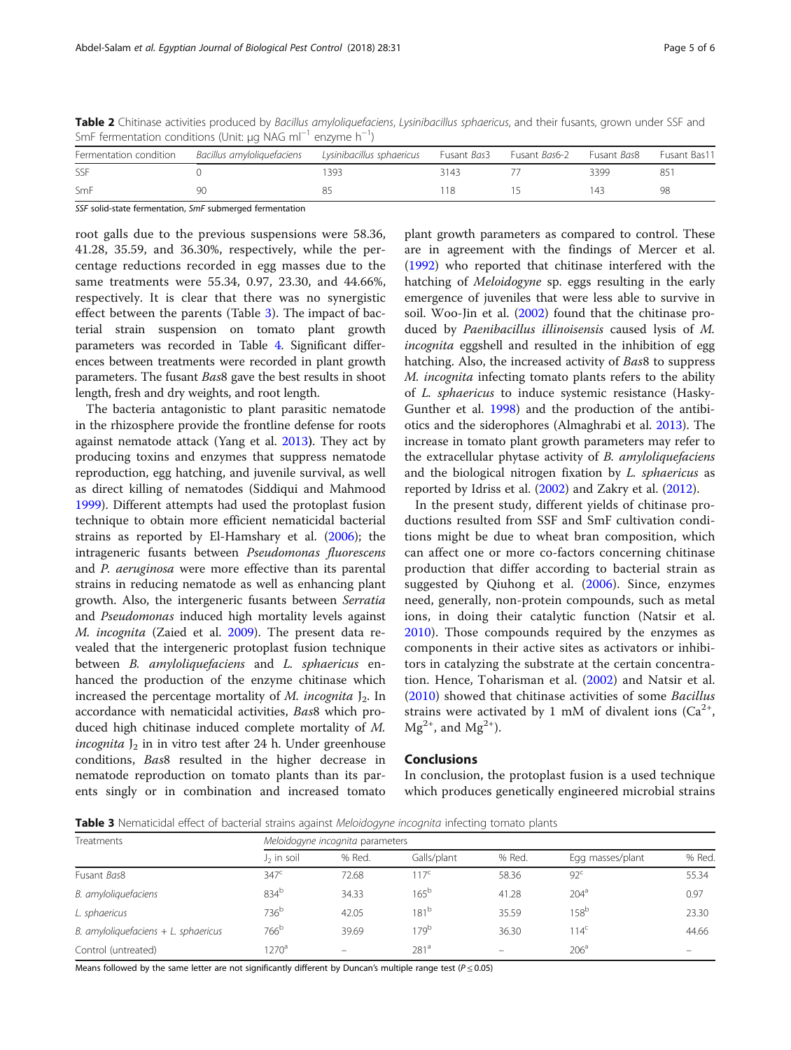**Table 2** Chitinase activities produced by *Bacillus amyloliquefaciens*, *Lysinibacillus sphaericus*, and their fusants, grown under SSF and SmF fermentation conditions (Unit: μg NAG ml$^{-1}$ enzyme h$^{-1}$)

| Fermentation condition | *Bacillus amyloliquefaciens* | *Lysinibacillus sphaericus* | Fusant *Bas3* | Fusant *Bas6-2* | Fusant *Bas8* | Fusant Bas11 |
|---|---|---|---|---|---|---|
| SSF | 0 | 1393 | 3143 | 77 | 3399 | 851 |
| SmF | 90 | 85 | 118 | 15 | 143 | 98 |

*SSF* solid-state fermentation, *SmF* submerged fermentation

root galls due to the previous suspensions were 58.36, 41.28, 35.59, and 36.30%, respectively, while the percentage reductions recorded in egg masses due to the same treatments were 55.34, 0.97, 23.30, and 44.66%, respectively. It is clear that there was no synergistic effect between the parents (Table 3). The impact of bacterial strain suspension on tomato plant growth parameters was recorded in Table 4. Significant differences between treatments were recorded in plant growth parameters. The fusant *Bas*8 gave the best results in shoot length, fresh and dry weights, and root length.

The bacteria antagonistic to plant parasitic nematode in the rhizosphere provide the frontline defense for roots against nematode attack (Yang et al. 2013). They act by producing toxins and enzymes that suppress nematode reproduction, egg hatching, and juvenile survival, as well as direct killing of nematodes (Siddiqui and Mahmood 1999). Different attempts had used the protoplast fusion technique to obtain more efficient nematicidal bacterial strains as reported by El-Hamshary et al. (2006); the intrageneric fusants between *Pseudomonas fluorescens* and *P. aeruginosa* were more effective than its parental strains in reducing nematode as well as enhancing plant growth. Also, the intergeneric fusants between *Serratia* and *Pseudomonas* induced high mortality levels against *M. incognita* (Zaied et al. 2009). The present data revealed that the intergeneric protoplast fusion technique between *B. amyloliquefaciens* and *L. sphaericus* enhanced the production of the enzyme chitinase which increased the percentage mortality of *M. incognita* $J_2$. In accordance with nematicidal activities, *Bas*8 which produced high chitinase induced complete mortality of *M. incognita* $J_2$ in in vitro test after 24 h. Under greenhouse conditions, *Bas*8 resulted in the higher decrease in nematode reproduction on tomato plants than its parents singly or in combination and increased tomato plant growth parameters as compared to control. These are in agreement with the findings of Mercer et al. (1992) who reported that chitinase interfered with the hatching of *Meloidogyne* sp. eggs resulting in the early emergence of juveniles that were less able to survive in soil. Woo-Jin et al. (2002) found that the chitinase produced by *Paenibacillus illinoisensis* caused lysis of *M. incognita* eggshell and resulted in the inhibition of egg hatching. Also, the increased activity of *Bas*8 to suppress *M. incognita* infecting tomato plants refers to the ability of *L. sphaericus* to induce systemic resistance (Hasky-Gunther et al. 1998) and the production of the antibiotics and the siderophores (Almaghrabi et al. 2013). The increase in tomato plant growth parameters may refer to the extracellular phytase activity of *B. amyloliquefaciens* and the biological nitrogen fixation by *L. sphaericus* as reported by Idriss et al. (2002) and Zakry et al. (2012).

In the present study, different yields of chitinase productions resulted from SSF and SmF cultivation conditions might be due to wheat bran composition, which can affect one or more co-factors concerning chitinase production that differ according to bacterial strain as suggested by Qiuhong et al. (2006). Since, enzymes need, generally, non-protein compounds, such as metal ions, in doing their catalytic function (Natsir et al. 2010). Those compounds required by the enzymes as components in their active sites as activators or inhibitors in catalyzing the substrate at the certain concentration. Hence, Toharisman et al. (2002) and Natsir et al. (2010) showed that chitinase activities of some *Bacillus* strains were activated by 1 mM of divalent ions ($Ca^{2+}$, $Mg^{2+}$, and $Mg^{2+}$).

## Conclusions

In conclusion, the protoplast fusion is a used technique which produces genetically engineered microbial strains

**Table 3** Nematicidal effect of bacterial strains against *Meloidogyne incognita* infecting tomato plants

| Treatments | *Meloidogyne incognita* parameters | | | | | |
|---|---|---|---|---|---|---|
| | $J_2$ in soil | % Red. | Galls/plant | % Red. | Egg masses/plant | % Red. |
| Fusant *Bas*8 | 347$^c$ | 72.68 | 117$^c$ | 58.36 | 92$^c$ | 55.34 |
| *B. amyloliquefaciens* | 834$^b$ | 34.33 | 165$^b$ | 41.28 | 204$^a$ | 0.97 |
| *L. sphaericus* | 736$^b$ | 42.05 | 181$^b$ | 35.59 | 158$^b$ | 23.30 |
| *B. amyloliquefaciens* + *L. sphaericus* | 766$^b$ | 39.69 | 179$^b$ | 36.30 | 114$^c$ | 44.66 |
| Control (untreated) | 1270$^a$ | – | 281$^a$ | – | 206$^a$ | – |

Means followed by the same letter are not significantly different by Duncan's multiple range test ($P \leq 0.05$)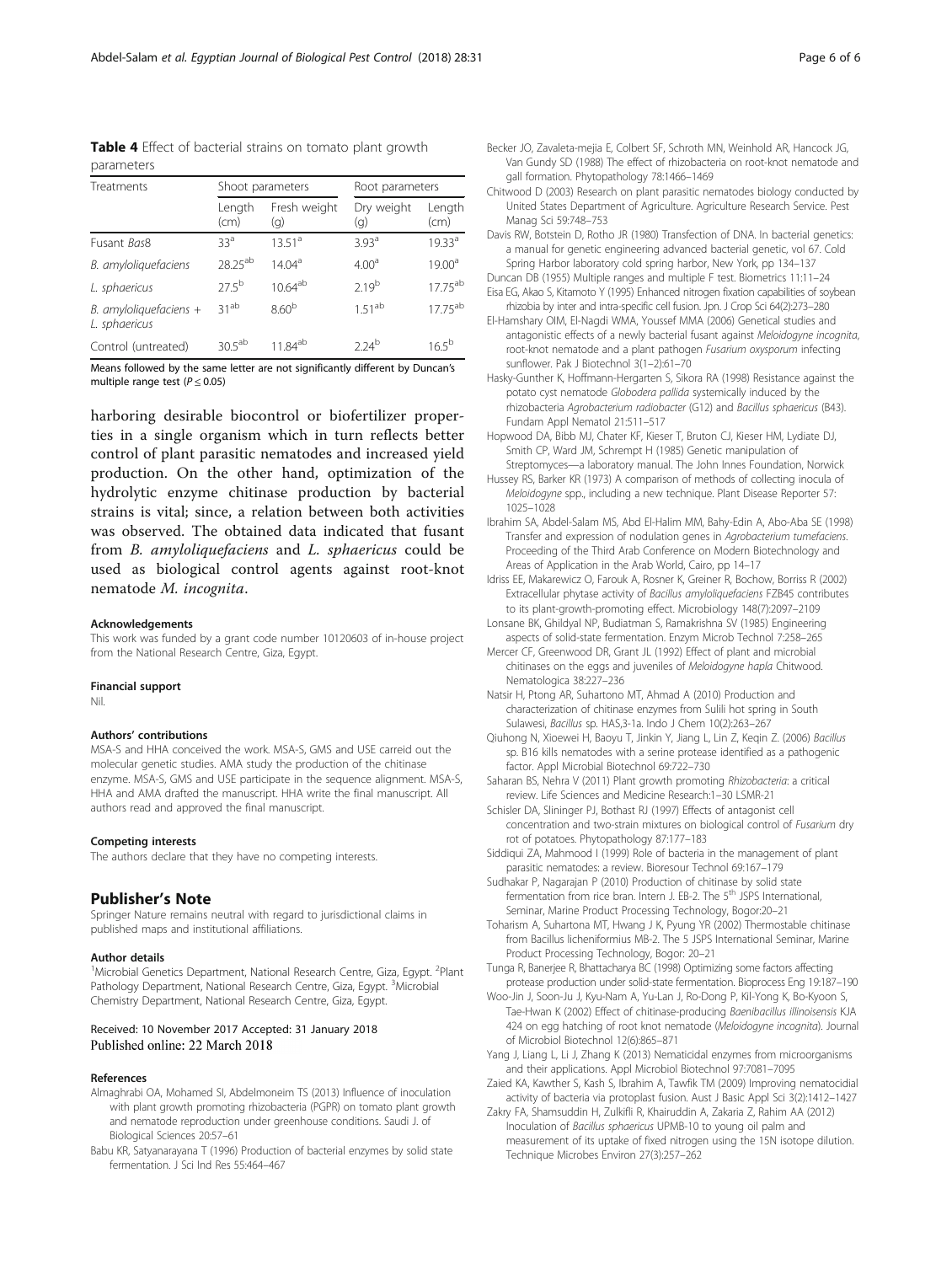**Table 4** Effect of bacterial strains on tomato plant growth parameters

| Treatments | Shoot parameters | | Root parameters | |
|---|---|---|---|---|
| | Length (cm) | Fresh weight (g) | Dry weight (g) | Length (cm) |
| Fusant *Bas8* | 33[a] | 13.51[a] | 3.93[a] | 19.33[a] |
| *B. amyloliquefaciens* | 28.25[ab] | 14.04[a] | 4.00[a] | 19.00[a] |
| *L. sphaericus* | 27.5[b] | 10.64[ab] | 2.19[b] | 17.75[ab] |
| *B. amyloliquefaciens* + *L. sphaericus* | 31[ab] | 8.60[b] | 1.51[ab] | 17.75[ab] |
| Control (untreated) | 30.5[ab] | 11.84[ab] | 2.24[b] | 16.5[b] |

Means followed by the same letter are not significantly different by Duncan's multiple range test ($P \leq 0.05$)

harboring desirable biocontrol or biofertilizer properties in a single organism which in turn reflects better control of plant parasitic nematodes and increased yield production. On the other hand, optimization of the hydrolytic enzyme chitinase production by bacterial strains is vital; since, a relation between both activities was observed. The obtained data indicated that fusant from *B. amyloliquefaciens* and *L. sphaericus* could be used as biological control agents against root-knot nematode *M. incognita*.

#### Acknowledgements

This work was funded by a grant code number 10120603 of in-house project from the National Research Centre, Giza, Egypt.

#### Financial support

Nil.

#### Authors' contributions

MSA-S and HHA conceived the work. MSA-S, GMS and USE carreid out the molecular genetic studies. AMA study the production of the chitinase enzyme. MSA-S, GMS and USE participate in the sequence alignment. MSA-S, HHA and AMA drafted the manuscript. HHA write the final manuscript. All authors read and approved the final manuscript.

#### Competing interests

The authors declare that they have no competing interests.

## Publisher's Note

Springer Nature remains neutral with regard to jurisdictional claims in published maps and institutional affiliations.

#### Author details

[1]Microbial Genetics Department, National Research Centre, Giza, Egypt. [2]Plant Pathology Department, National Research Centre, Giza, Egypt. [3]Microbial Chemistry Department, National Research Centre, Giza, Egypt.

Received: 10 November 2017 Accepted: 31 January 2018
Published online: 22 March 2018

#### References

Almaghrabi OA, Mohamed SI, Abdelmoneim TS (2013) Influence of inoculation with plant growth promoting rhizobacteria (PGPR) on tomato plant growth and nematode reproduction under greenhouse conditions. Saudi J. of Biological Sciences 20:57–61

Babu KR, Satyanarayana T (1996) Production of bacterial enzymes by solid state fermentation. J Sci Ind Res 55:464–467

Becker JO, Zavaleta-mejia E, Colbert SF, Schroth MN, Weinhold AR, Hancock JG, Van Gundy SD (1988) The effect of rhizobacteria on root-knot nematode and gall formation. Phytopathology 78:1466–1469

Chitwood D (2003) Research on plant parasitic nematodes biology conducted by United States Department of Agriculture. Agriculture Research Service. Pest Manag Sci 59:748–753

Davis RW, Botstein D, Rotho JR (1980) Transfection of DNA. In bacterial genetics: a manual for genetic engineering advanced bacterial genetic, vol 67. Cold Spring Harbor laboratory cold spring harbor, New York, pp 134–137

Duncan DB (1955) Multiple ranges and multiple F test. Biometrics 11:11–24

Eisa EG, Akao S, Kitamoto Y (1995) Enhanced nitrogen fixation capabilities of soybean rhizobia by inter and intra-specific cell fusion. Jpn. J Crop Sci 64(2):273–280

El-Hamshary OIM, El-Nagdi WMA, Youssef MMA (2006) Genetical studies and antagonistic effects of a newly bacterial fusant against *Meloidogyne incognita*, root-knot nematode and a plant pathogen *Fusarium oxysporum* infecting sunflower. Pak J Biotechnol 3(1–2):61–70

Hasky-Gunther K, Hoffmann-Hergarten S, Sikora RA (1998) Resistance against the potato cyst nematode *Globodera pallida* systemically induced by the rhizobacteria *Agrobacterium radiobacter* (G12) and *Bacillus sphaericus* (B43). Fundam Appl Nematol 21:511–517

Hopwood DA, Bibb MJ, Chater KF, Kieser T, Bruton CJ, Kieser HM, Lydiate DJ, Smith CP, Ward JM, Schrempt H (1985) Genetic manipulation of Streptomyces—a laboratory manual. The John Innes Foundation, Norwick

Hussey RS, Barker KR (1973) A comparison of methods of collecting inocula of *Meloidogyne* spp., including a new technique. Plant Disease Reporter 57: 1025–1028

Ibrahim SA, Abdel-Salam MS, Abd El-Halim MM, Bahy-Edin A, Abo-Aba SE (1998) Transfer and expression of nodulation genes in *Agrobacterium tumefaciens*. Proceeding of the Third Arab Conference on Modern Biotechnology and Areas of Application in the Arab World, Cairo, pp 14–17

Idriss EE, Makarewicz O, Farouk A, Rosner K, Greiner R, Bochow, Borriss R (2002) Extracellular phytase activity of *Bacillus amyloliquefaciens* FZB45 contributes to its plant-growth-promoting effect. Microbiology 148(7):2097–2109

Lonsane BK, Ghildyal NP, Budiatman S, Ramakrishna SV (1985) Engineering aspects of solid-state fermentation. Enzym Microb Technol 7:258–265

Mercer CF, Greenwood DR, Grant JL (1992) Effect of plant and microbial chitinases on the eggs and juveniles of *Meloidogyne hapla* Chitwood. Nematologica 38:227–236

Natsir H, Ptong AR, Suhartono MT, Ahmad A (2010) Production and characterization of chitinase enzymes from Sulili hot spring in South Sulawesi, *Bacillus* sp. HAS,3-1a. Indo J Chem 10(2):263–267

Qiuhong N, Xioewei H, Baoyu T, Jinkin Y, Jiang L, Lin Z, Keqin Z. (2006) *Bacillus* sp. B16 kills nematodes with a serine protease identified as a pathogenic factor. Appl Microbial Biotechnol 69:722–730

Saharan BS, Nehra V (2011) Plant growth promoting *Rhizobacteria*: a critical review. Life Sciences and Medicine Research:1–30 LSMR-21

Schisler DA, Slininger PJ, Bothast RJ (1997) Effects of antagonist cell concentration and two-strain mixtures on biological control of *Fusarium* dry rot of potatoes. Phytopathology 87:177–183

Siddiqui ZA, Mahmood I (1999) Role of bacteria in the management of plant parasitic nematodes: a review. Bioresour Technol 69:167–179

Sudhakar P, Nagarajan P (2010) Production of chitinase by solid state fermentation from rice bran. Intern J. EB-2. The 5[th] JSPS International, Seminar, Marine Product Processing Technology, Bogor:20–21

Toharism A, Suhartona MT, Hwang J K, Pyung YR (2002) Thermostable chitinase from Bacillus licheniformius MB-2. The 5 JSPS International Seminar, Marine Product Processing Technology, Bogor: 20–21

Tunga R, Banerjee R, Bhattacharya BC (1998) Optimizing some factors affecting protease production under solid-state fermentation. Bioprocess Eng 19:187–190

Woo-Jin J, Soon-Ju J, Kyu-Nam A, Yu-Lan J, Ro-Dong P, Kil-Yong K, Bo-Kyoon S, Tae-Hwan K (2002) Effect of chitinase-producing *Baenibacillus illinoisensis* KJA 424 on egg hatching of root knot nematode (*Meloidogyne incognita*). Journal of Microbiol Biotechnol 12(6):865–871

Yang J, Liang L, Li J, Zhang K (2013) Nematicidal enzymes from microorganisms and their applications. Appl Microbiol Biotechnol 97:7081–7095

Zaied KA, Kawther S, Kash S, Ibrahim A, Tawfik TM (2009) Improving nematocidal activity of bacteria via protoplast fusion. Aust J Basic Appl Sci 3(2):1412–1427

Zakry FA, Shamsuddin H, Zulkifli R, Khairuddin A, Zakaria Z, Rahim AA (2012) Inoculation of *Bacillus sphaericus* UPMB-10 to young oil palm and measurement of its uptake of fixed nitrogen using the 15N isotope dilution. Technique Microbes Environ 27(3):257–262